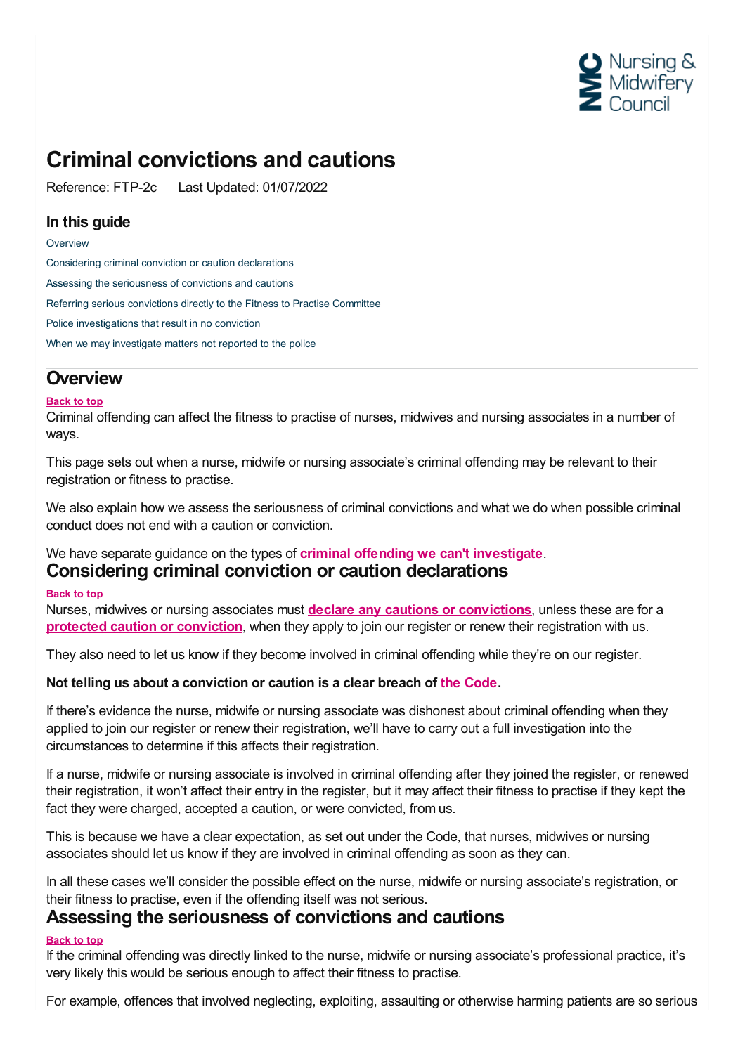# Criminal convictions and cautions

Reference: FTP-2c Last Updated: 01/07/2022

### In this guide

- Overview
- Considering criminal conviction or caution declarations
- Assessing the seriousness of convictions and cautions
- Referring serious convictions directly to the Fitness to Practise Committee
- Police investigations that result in no conviction
- When we may investigate matters not reported to the police

## Overview

Back to top

Criminal offending can affect the fitness to practise of nurses, midwives and nursing associates in a number of ways.

This page sets out when a nurse, midwife or nursing associate's criminal offending may be relevant to their registration or fitness to practise.

We also explain how we assess the seriousness of criminal convictions and what we do when possible criminal conduct does not end with a caution or conviction.

We have separate guidance on the types of **criminal offending we can't investigate**.

## Considering criminal conviction or caution declarations

Back to top

Nurses, midwives or nursing associates must **declare any cautions or convictions**, unless these are for a **protected caution or conviction**, when they apply to join our register or renew their registration with us.

They also need to let us know if they become involved in criminal offending while they're on our register.

**Not telling us about a conviction or caution is a clear breach of the Code.**

If there's evidence the nurse, midwife or nursing associate was dishonest about criminal offending when they applied to join our register or renew their registration, we'll have to carry out a full investigation into the circumstances to determine if this affects their registration.

If a nurse, midwife or nursing associate is involved in criminal offending after they joined the register, or renewed their registration, it won't affect their entry in the register, but it may affect their fitness to practise if they kept the fact they were charged, accepted a caution, or were convicted, from us.

This is because we have a clear expectation, as set out under the Code, that nurses, midwives or nursing associates should let us know if they are involved in criminal offending as soon as they can.

In all these cases we'll consider the possible effect on the nurse, midwife or nursing associate's registration, or their fitness to practise, even if the offending itself was not serious.

## Assessing the seriousness of convictions and cautions

Back to top

If the criminal offending was directly linked to the nurse, midwife or nursing associate's professional practice, it's very likely this would be serious enough to affect their fitness to practise.

For example, offences that involved neglecting, exploiting, assaulting or otherwise harming patients are so serious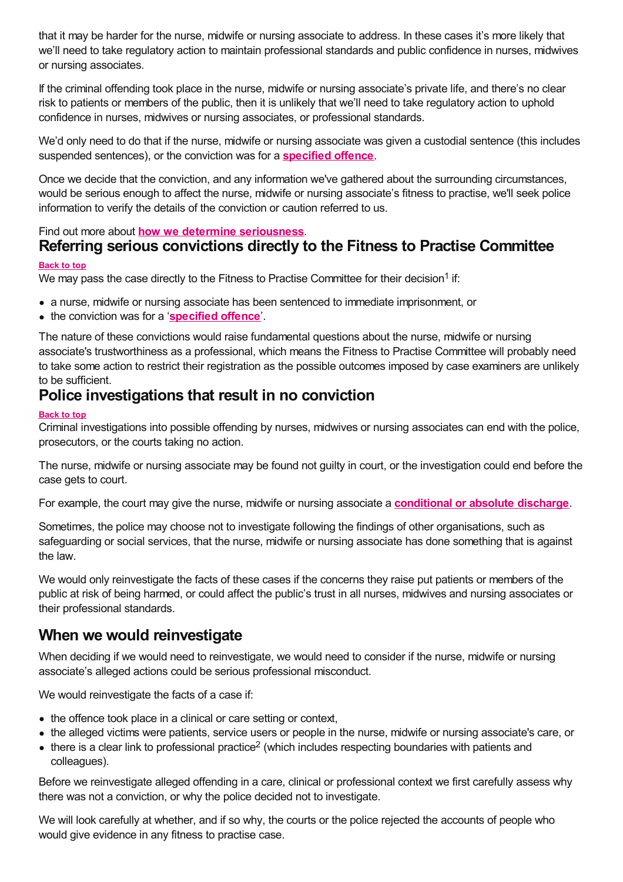that it may be harder for the nurse, midwife or nursing associate to address. In these cases it's more likely that we'll need to take regulatory action to maintain professional standards and public confidence in nurses, midwives or nursing associates.

If the criminal offending took place in the nurse, midwife or nursing associate's private life, and there's no clear risk to patients or members of the public, then it is unlikely that we'll need to take regulatory action to uphold confidence in nurses, midwives or nursing associates, or professional standards.

We'd only need to do that if the nurse, midwife or nursing associate was given a custodial sentence (this includes suspended sentences), or the conviction was for a **specified offence**.

Once we decide that the conviction, and any information we've gathered about the surrounding circumstances, would be serious enough to affect the nurse, midwife or nursing associate's fitness to practise, we'll seek police information to verify the details of the conviction or caution referred to us.

Find out more about **how we determine seriousness**.

## Referring serious convictions directly to the Fitness to Practise Committee

Back to top

We may pass the case directly to the Fitness to Practise Committee for their decision[1] if:

- a nurse, midwife or nursing associate has been sentenced to immediate imprisonment, or
- the conviction was for a '**specified offence**'.

The nature of these convictions would raise fundamental questions about the nurse, midwife or nursing associate's trustworthiness as a professional, which means the Fitness to Practise Committee will probably need to take some action to restrict their registration as the possible outcomes imposed by case examiners are unlikely to be sufficient.

## Police investigations that result in no conviction

Back to top

Criminal investigations into possible offending by nurses, midwives or nursing associates can end with the police, prosecutors, or the courts taking no action.

The nurse, midwife or nursing associate may be found not guilty in court, or the investigation could end before the case gets to court.

For example, the court may give the nurse, midwife or nursing associate a **conditional or absolute discharge**.

Sometimes, the police may choose not to investigate following the findings of other organisations, such as safeguarding or social services, that the nurse, midwife or nursing associate has done something that is against the law.

We would only reinvestigate the facts of these cases if the concerns they raise put patients or members of the public at risk of being harmed, or could affect the public's trust in all nurses, midwives and nursing associates or their professional standards.

## When we would reinvestigate

When deciding if we would need to reinvestigate, we would need to consider if the nurse, midwife or nursing associate's alleged actions could be serious professional misconduct.

We would reinvestigate the facts of a case if:

- the offence took place in a clinical or care setting or context,
- the alleged victims were patients, service users or people in the nurse, midwife or nursing associate's care, or
- there is a clear link to professional practice[2] (which includes respecting boundaries with patients and colleagues).

Before we reinvestigate alleged offending in a care, clinical or professional context we first carefully assess why there was not a conviction, or why the police decided not to investigate.

We will look carefully at whether, and if so why, the courts or the police rejected the accounts of people who would give evidence in any fitness to practise case.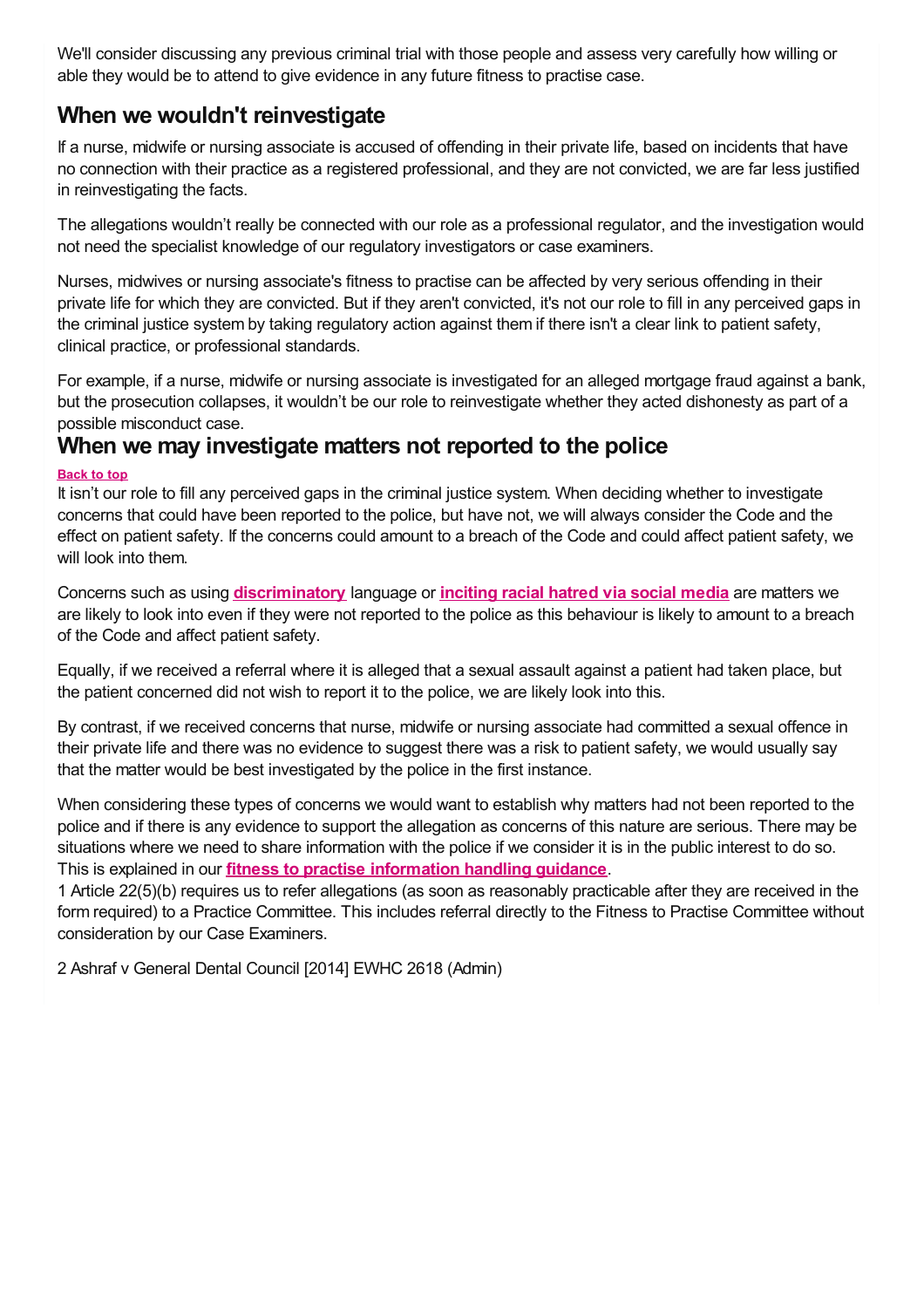We'll consider discussing any previous criminal trial with those people and assess very carefully how willing or able they would be to attend to give evidence in any future fitness to practise case.

## When we wouldn't reinvestigate

If a nurse, midwife or nursing associate is accused of offending in their private life, based on incidents that have no connection with their practice as a registered professional, and they are not convicted, we are far less justified in reinvestigating the facts.

The allegations wouldn't really be connected with our role as a professional regulator, and the investigation would not need the specialist knowledge of our regulatory investigators or case examiners.

Nurses, midwives or nursing associate's fitness to practise can be affected by very serious offending in their private life for which they are convicted. But if they aren't convicted, it's not our role to fill in any perceived gaps in the criminal justice system by taking regulatory action against them if there isn't a clear link to patient safety, clinical practice, or professional standards.

For example, if a nurse, midwife or nursing associate is investigated for an alleged mortgage fraud against a bank, but the prosecution collapses, it wouldn't be our role to reinvestigate whether they acted dishonesty as part of a possible misconduct case.

## When we may investigate matters not reported to the police

**Back to top**

It isn't our role to fill any perceived gaps in the criminal justice system. When deciding whether to investigate concerns that could have been reported to the police, but have not, we will always consider the Code and the effect on patient safety. If the concerns could amount to a breach of the Code and could affect patient safety, we will look into them.

Concerns such as using **discriminatory** language or **inciting racial hatred via social media** are matters we are likely to look into even if they were not reported to the police as this behaviour is likely to amount to a breach of the Code and affect patient safety.

Equally, if we received a referral where it is alleged that a sexual assault against a patient had taken place, but the patient concerned did not wish to report it to the police, we are likely look into this.

By contrast, if we received concerns that nurse, midwife or nursing associate had committed a sexual offence in their private life and there was no evidence to suggest there was a risk to patient safety, we would usually say that the matter would be best investigated by the police in the first instance.

When considering these types of concerns we would want to establish why matters had not been reported to the police and if there is any evidence to support the allegation as concerns of this nature are serious. There may be situations where we need to share information with the police if we consider it is in the public interest to do so. This is explained in our **fitness to practise information handling guidance**.

1 Article 22(5)(b) requires us to refer allegations (as soon as reasonably practicable after they are received in the form required) to a Practice Committee. This includes referral directly to the Fitness to Practise Committee without consideration by our Case Examiners.

2 Ashraf v General Dental Council [2014] EWHC 2618 (Admin)